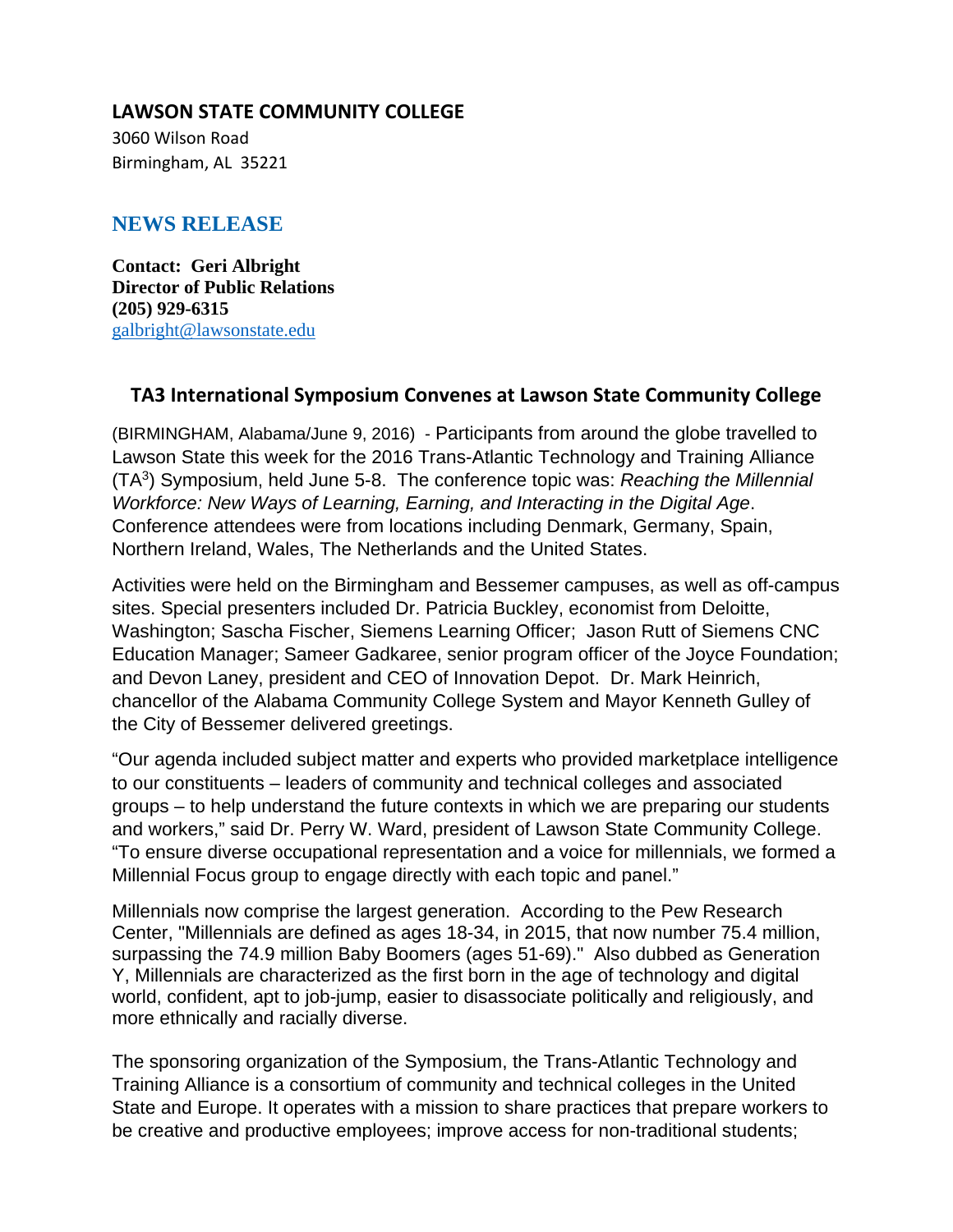**LAWSON STATE COMMUNITY COLLEGE**

3060 Wilson Road
Birmingham, AL 35221

## NEWS RELEASE

**Contact: Geri Albright**
**Director of Public Relations**
**(205) 929-6315**
galbright@lawsonstate.edu

### TA3 International Symposium Convenes at Lawson State Community College

(BIRMINGHAM, Alabama/June 9, 2016) - Participants from around the globe travelled to Lawson State this week for the 2016 Trans-Atlantic Technology and Training Alliance (TA$^3$) Symposium, held June 5-8. The conference topic was: *Reaching the Millennial Workforce: New Ways of Learning, Earning, and Interacting in the Digital Age*. Conference attendees were from locations including Denmark, Germany, Spain, Northern Ireland, Wales, The Netherlands and the United States.

Activities were held on the Birmingham and Bessemer campuses, as well as off-campus sites. Special presenters included Dr. Patricia Buckley, economist from Deloitte, Washington; Sascha Fischer, Siemens Learning Officer; Jason Rutt of Siemens CNC Education Manager; Sameer Gadkaree, senior program officer of the Joyce Foundation; and Devon Laney, president and CEO of Innovation Depot. Dr. Mark Heinrich, chancellor of the Alabama Community College System and Mayor Kenneth Gulley of the City of Bessemer delivered greetings.

"Our agenda included subject matter and experts who provided marketplace intelligence to our constituents – leaders of community and technical colleges and associated groups – to help understand the future contexts in which we are preparing our students and workers," said Dr. Perry W. Ward, president of Lawson State Community College. "To ensure diverse occupational representation and a voice for millennials, we formed a Millennial Focus group to engage directly with each topic and panel."

Millennials now comprise the largest generation. According to the Pew Research Center, "Millennials are defined as ages 18-34, in 2015, that now number 75.4 million, surpassing the 74.9 million Baby Boomers (ages 51-69)." Also dubbed as Generation Y, Millennials are characterized as the first born in the age of technology and digital world, confident, apt to job-jump, easier to disassociate politically and religiously, and more ethnically and racially diverse.

The sponsoring organization of the Symposium, the Trans-Atlantic Technology and Training Alliance is a consortium of community and technical colleges in the United State and Europe. It operates with a mission to share practices that prepare workers to be creative and productive employees; improve access for non-traditional students;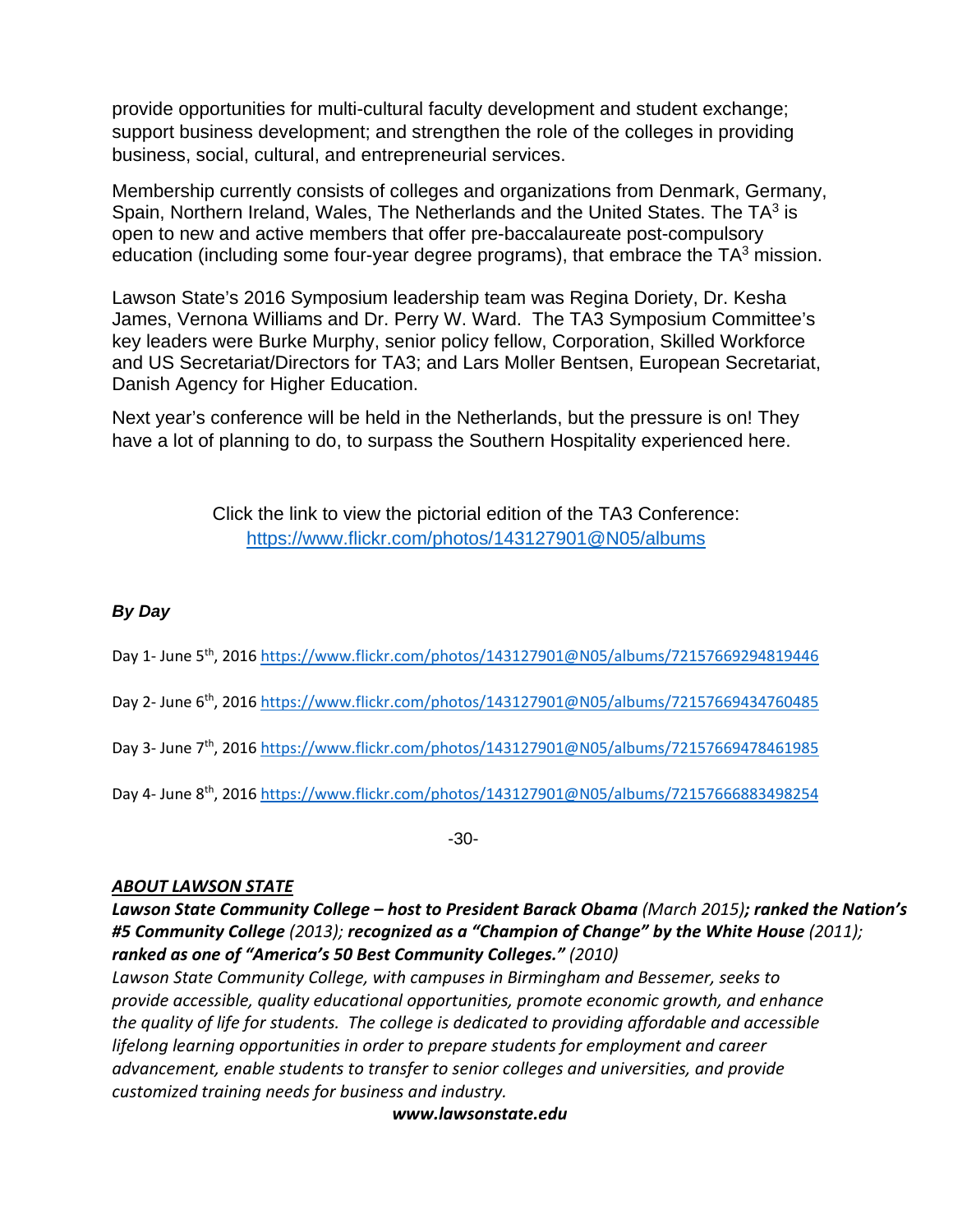provide opportunities for multi-cultural faculty development and student exchange; support business development; and strengthen the role of the colleges in providing business, social, cultural, and entrepreneurial services.

Membership currently consists of colleges and organizations from Denmark, Germany, Spain, Northern Ireland, Wales, The Netherlands and the United States. The $TA^3$ is open to new and active members that offer pre-baccalaureate post-compulsory education (including some four-year degree programs), that embrace the $TA^3$ mission.

Lawson State's 2016 Symposium leadership team was Regina Doriety, Dr. Kesha James, Vernona Williams and Dr. Perry W. Ward. The TA3 Symposium Committee's key leaders were Burke Murphy, senior policy fellow, Corporation, Skilled Workforce and US Secretariat/Directors for TA3; and Lars Moller Bentsen, European Secretariat, Danish Agency for Higher Education.

Next year's conference will be held in the Netherlands, but the pressure is on! They have a lot of planning to do, to surpass the Southern Hospitality experienced here.

Click the link to view the pictorial edition of the TA3 Conference:
https://www.flickr.com/photos/143127901@N05/albums

***By Day***

Day 1- June 5th, 2016 https://www.flickr.com/photos/143127901@N05/albums/72157669294819446

Day 2- June 6th, 2016 https://www.flickr.com/photos/143127901@N05/albums/72157669434760485

Day 3- June 7th, 2016 https://www.flickr.com/photos/143127901@N05/albums/72157669478461985

Day 4- June 8th, 2016 https://www.flickr.com/photos/143127901@N05/albums/72157666883498254

-30-

***ABOUT LAWSON STATE***

***Lawson State Community College – host to President Barack Obama*** *(March 2015)**; ranked the Nation's #5 Community College*** *(2013);* ***recognized as a "Champion of Change" by the White House*** *(2011);* ***ranked as one of "America's 50 Best Community Colleges."*** *(2010)*

*Lawson State Community College, with campuses in Birmingham and Bessemer, seeks to provide accessible, quality educational opportunities, promote economic growth, and enhance the quality of life for students. The college is dedicated to providing affordable and accessible lifelong learning opportunities in order to prepare students for employment and career advancement, enable students to transfer to senior colleges and universities, and provide customized training needs for business and industry.*

***www.lawsonstate.edu***